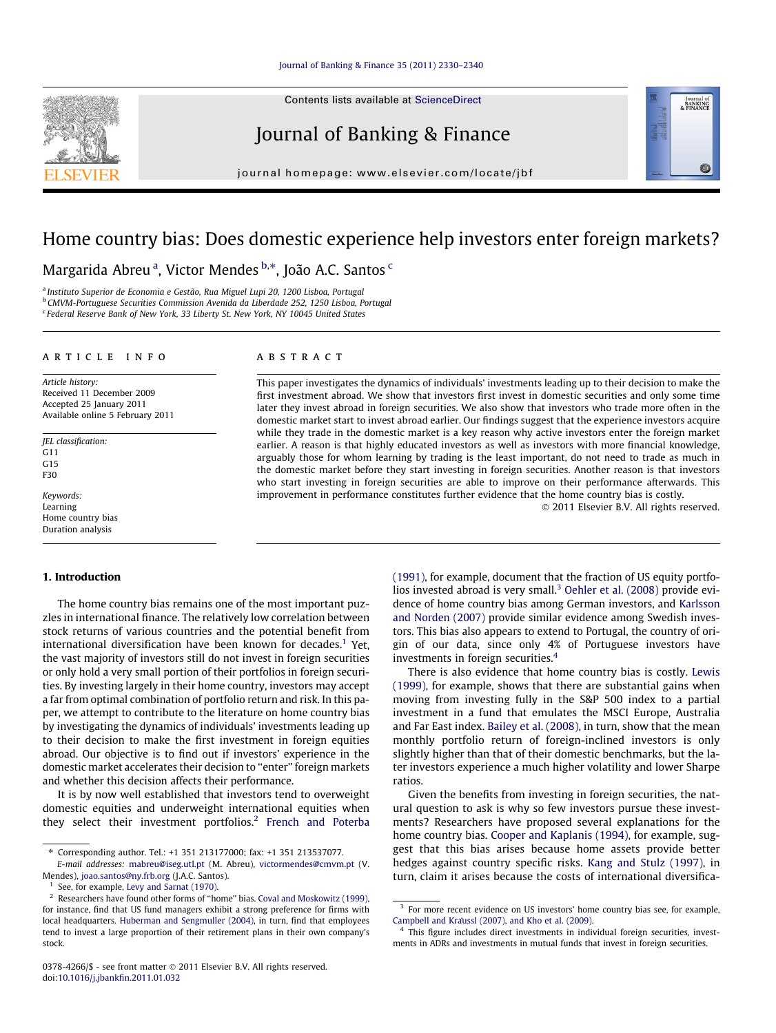# Home country bias: Does domestic experience help investors enter foreign markets?

Margarida Abreu [a], Victor Mendes [b,*], João A.C. Santos [c]

[a] Instituto Superior de Economia e Gestão, Rua Miguel Lupi 20, 1200 Lisboa, Portugal
[b] CMVM-Portuguese Securities Commission Avenida da Liberdade 252, 1250 Lisboa, Portugal
[c] Federal Reserve Bank of New York, 33 Liberty St. New York, NY 10045 United States

## ARTICLE INFO

*Article history:*
Received 11 December 2009
Accepted 25 January 2011
Available online 5 February 2011

*JEL classification:*
G11
G15
F30

*Keywords:*
Learning
Home country bias
Duration analysis

## ABSTRACT

This paper investigates the dynamics of individuals' investments leading up to their decision to make the first investment abroad. We show that investors first invest in domestic securities and only some time later they invest abroad in foreign securities. We also show that investors who trade more often in the domestic market start to invest abroad earlier. Our findings suggest that the experience investors acquire while they trade in the domestic market is a key reason why active investors enter the foreign market earlier. A reason is that highly educated investors as well as investors with more financial knowledge, arguably those for whom learning by trading is the least important, do not need to trade as much in the domestic market before they start investing in foreign securities. Another reason is that investors who start investing in foreign securities are able to improve on their performance afterwards. This improvement in performance constitutes further evidence that the home country bias is costly.

© 2011 Elsevier B.V. All rights reserved.

## 1. Introduction

The home country bias remains one of the most important puzzles in international finance. The relatively low correlation between stock returns of various countries and the potential benefit from international diversification have been known for decades.[1] Yet, the vast majority of investors still do not invest in foreign securities or only hold a very small portion of their portfolios in foreign securities. By investing largely in their home country, investors may accept a far from optimal combination of portfolio return and risk. In this paper, we attempt to contribute to the literature on home country bias by investigating the dynamics of individuals' investments leading up to their decision to make the first investment in foreign equities abroad. Our objective is to find out if investors' experience in the domestic market accelerates their decision to "enter" foreign markets and whether this decision affects their performance.

It is by now well established that investors tend to overweight domestic equities and underweight international equities when they select their investment portfolios.[2] French and Poterba (1991), for example, document that the fraction of US equity portfolios invested abroad is very small.[3] Oehler et al. (2008) provide evidence of home country bias among German investors, and Karlsson and Norden (2007) provide similar evidence among Swedish investors. This bias also appears to extend to Portugal, the country of origin of our data, since only 4% of Portuguese investors have investments in foreign securities.[4]

There is also evidence that home country bias is costly. Lewis (1999), for example, shows that there are substantial gains when moving from investing fully in the S&P 500 index to a partial investment in a fund that emulates the MSCI Europe, Australia and Far East index. Bailey et al. (2008), in turn, show that the mean monthly portfolio return of foreign-inclined investors is only slightly higher than that of their domestic benchmarks, but the later investors experience a much higher volatility and lower Sharpe ratios.

Given the benefits from investing in foreign securities, the natural question to ask is why so few investors pursue these investments? Researchers have proposed several explanations for the home country bias. Cooper and Kaplanis (1994), for example, suggest that this bias arises because home assets provide better hedges against country specific risks. Kang and Stulz (1997), in turn, claim it arises because the costs of international diversifica-

---

* Corresponding author. Tel.: +1 351 213177000; fax: +1 351 213537077.
*E-mail addresses:* mabreu@iseg.utl.pt (M. Abreu), victormendes@cmvm.pt (V. Mendes), joao.santos@ny.frb.org (J.A.C. Santos).

[1] See, for example, Levy and Sarnat (1970).

[2] Researchers have found other forms of "home" bias. Coval and Moskowitz (1999), for instance, find that US fund managers exhibit a strong preference for firms with local headquarters. Huberman and Sengmuller (2004), in turn, find that employees tend to invest a large proportion of their retirement plans in their own company's stock.

[3] For more recent evidence on US investors' home country bias see, for example, Campbell and Kräussl (2007), and Kho et al. (2009).

[4] This figure includes direct investments in individual foreign securities, investments in ADRs and investments in mutual funds that invest in foreign securities.

0378-4266/$ - see front matter © 2011 Elsevier B.V. All rights reserved.
doi:10.1016/j.jbankfin.2011.01.032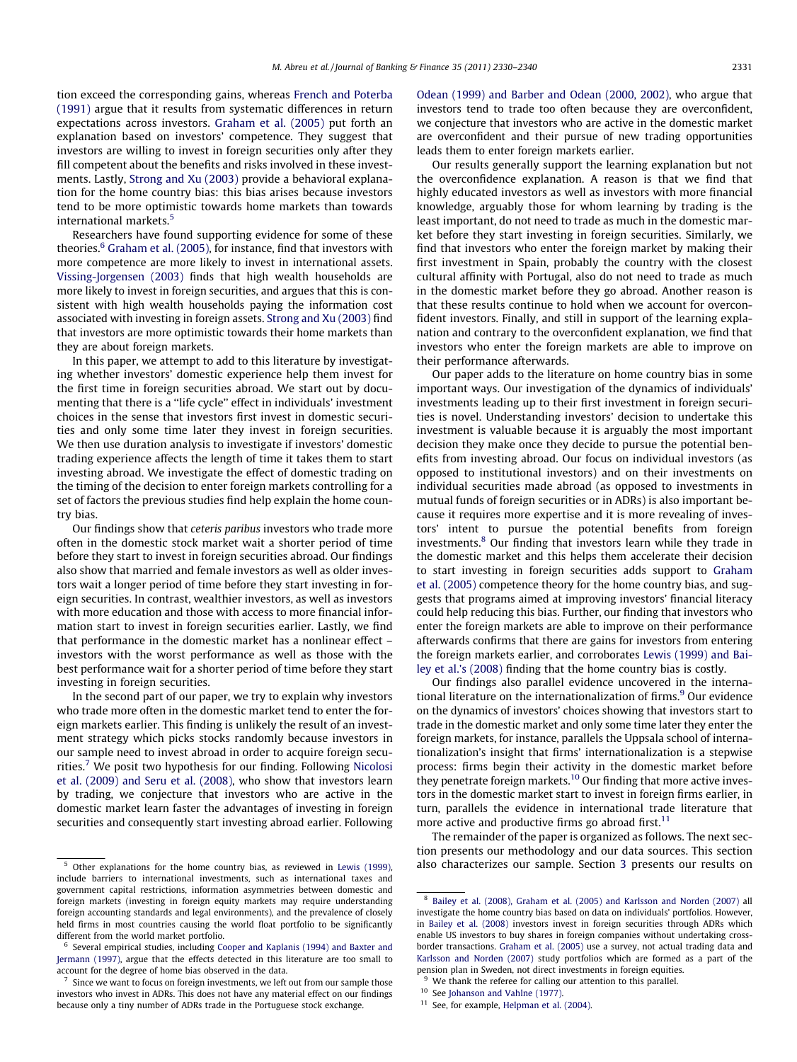tion exceed the corresponding gains, whereas French and Poterba (1991) argue that it results from systematic differences in return expectations across investors. Graham et al. (2005) put forth an explanation based on investors' competence. They suggest that investors are willing to invest in foreign securities only after they fill competent about the benefits and risks involved in these investments. Lastly, Strong and Xu (2003) provide a behavioral explanation for the home country bias: this bias arises because investors tend to be more optimistic towards home markets than towards international markets.[5]

Researchers have found supporting evidence for some of these theories.[6] Graham et al. (2005), for instance, find that investors with more competence are more likely to invest in international assets. Vissing-Jorgensen (2003) finds that high wealth households are more likely to invest in foreign securities, and argues that this is consistent with high wealth households paying the information cost associated with investing in foreign assets. Strong and Xu (2003) find that investors are more optimistic towards their home markets than they are about foreign markets.

In this paper, we attempt to add to this literature by investigating whether investors' domestic experience help them invest for the first time in foreign securities abroad. We start out by documenting that there is a ''life cycle'' effect in individuals' investment choices in the sense that investors first invest in domestic securities and only some time later they invest in foreign securities. We then use duration analysis to investigate if investors' domestic trading experience affects the length of time it takes them to start investing abroad. We investigate the effect of domestic trading on the timing of the decision to enter foreign markets controlling for a set of factors the previous studies find help explain the home country bias.

Our findings show that *ceteris paribus* investors who trade more often in the domestic stock market wait a shorter period of time before they start to invest in foreign securities abroad. Our findings also show that married and female investors as well as older investors wait a longer period of time before they start investing in foreign securities. In contrast, wealthier investors, as well as investors with more education and those with access to more financial information start to invest in foreign securities earlier. Lastly, we find that performance in the domestic market has a nonlinear effect – investors with the worst performance as well as those with the best performance wait for a shorter period of time before they start investing in foreign securities.

In the second part of our paper, we try to explain why investors who trade more often in the domestic market tend to enter the foreign markets earlier. This finding is unlikely the result of an investment strategy which picks stocks randomly because investors in our sample need to invest abroad in order to acquire foreign securities.[7] We posit two hypothesis for our finding. Following Nicolosi et al. (2009) and Seru et al. (2008), who show that investors learn by trading, we conjecture that investors who are active in the domestic market learn faster the advantages of investing in foreign securities and consequently start investing abroad earlier. Following Odean (1999) and Barber and Odean (2000, 2002), who argue that investors tend to trade too often because they are overconfident, we conjecture that investors who are active in the domestic market are overconfident and their pursuit of new trading opportunities leads them to enter foreign markets earlier.

Our results generally support the learning explanation but not the overconfidence explanation. A reason is that we find that highly educated investors as well as investors with more financial knowledge, arguably those for whom learning by trading is the least important, do not need to trade as much in the domestic market before they start investing in foreign securities. Similarly, we find that investors who enter the foreign market by making their first investment in Spain, probably the country with the closest cultural affinity with Portugal, also do not need to trade as much in the domestic market before they go abroad. Another reason is that these results continue to hold when we account for overconfident investors. Finally, and still in support of the learning explanation and contrary to the overconfident explanation, we find that investors who enter the foreign markets are able to improve on their performance afterwards.

Our paper adds to the literature on home country bias in some important ways. Our investigation of the dynamics of individuals' investments leading up to their first investment in foreign securities is novel. Understanding investors' decision to undertake this investment is valuable because it is arguably the most important decision they make once they decide to pursue the potential benefits from investing abroad. Our focus on individual investors (as opposed to institutional investors) and on their investments on individual securities made abroad (as opposed to investments in mutual funds of foreign securities or in ADRs) is also important because it requires more expertise and it is more revealing of investors' intent to pursue the potential benefits from foreign investments.[8] Our finding that investors learn while they trade in the domestic market and this helps them accelerate their decision to start investing in foreign securities adds support to Graham et al. (2005) competence theory for the home country bias, and suggests that programs aimed at improving investors' financial literacy could help reducing this bias. Further, our finding that investors who enter the foreign markets are able to improve on their performance afterwards confirms that there are gains for investors from entering the foreign markets earlier, and corroborates Lewis (1999) and Bailey et al.'s (2008) finding that the home country bias is costly.

Our findings also parallel evidence uncovered in the international literature on the internationalization of firms.[9] Our evidence on the dynamics of investors' choices showing that investors start to trade in the domestic market and only some time later they enter the foreign markets, for instance, parallels the Uppsala school of internationalization's insight that firms' internationalization is a stepwise process: firms begin their activity in the domestic market before they penetrate foreign markets.[10] Our finding that more active investors in the domestic market start to invest in foreign firms earlier, in turn, parallels the evidence in international trade literature that more active and productive firms go abroad first.[11]

The remainder of the paper is organized as follows. The next section presents our methodology and our data sources. This section also characterizes our sample. Section 3 presents our results on

[5] Other explanations for the home country bias, as reviewed in Lewis (1999), include barriers to international investments, such as international taxes and government capital restrictions, information asymmetries between domestic and foreign markets (investing in foreign equity markets may require understanding foreign accounting standards and legal environments), and the prevalence of closely held firms in most countries causing the world float portfolio to be significantly different from the world market portfolio.

[6] Several empirical studies, including Cooper and Kaplanis (1994) and Baxter and Jermann (1997), argue that the effects detected in this literature are too small to account for the degree of home bias observed in the data.

[7] Since we want to focus on foreign investments, we left out from our sample those investors who invest in ADRs. This does not have any material effect on our findings because only a tiny number of ADRs trade in the Portuguese stock exchange.

[8] Bailey et al. (2008), Graham et al. (2005) and Karlsson and Norden (2007) all investigate the home country bias based on data on individuals' portfolios. However, in Bailey et al. (2008) investors invest in foreign securities through ADRs which enable US investors to buy shares in foreign companies without undertaking cross-border transactions. Graham et al. (2005) use a survey, not actual trading data and Karlsson and Norden (2007) study portfolios which are formed as a part of the pension plan in Sweden, not direct investments in foreign equities.

[9] We thank the referee for calling our attention to this parallel.

[10] See Johanson and Vahlne (1977).

[11] See, for example, Helpman et al. (2004).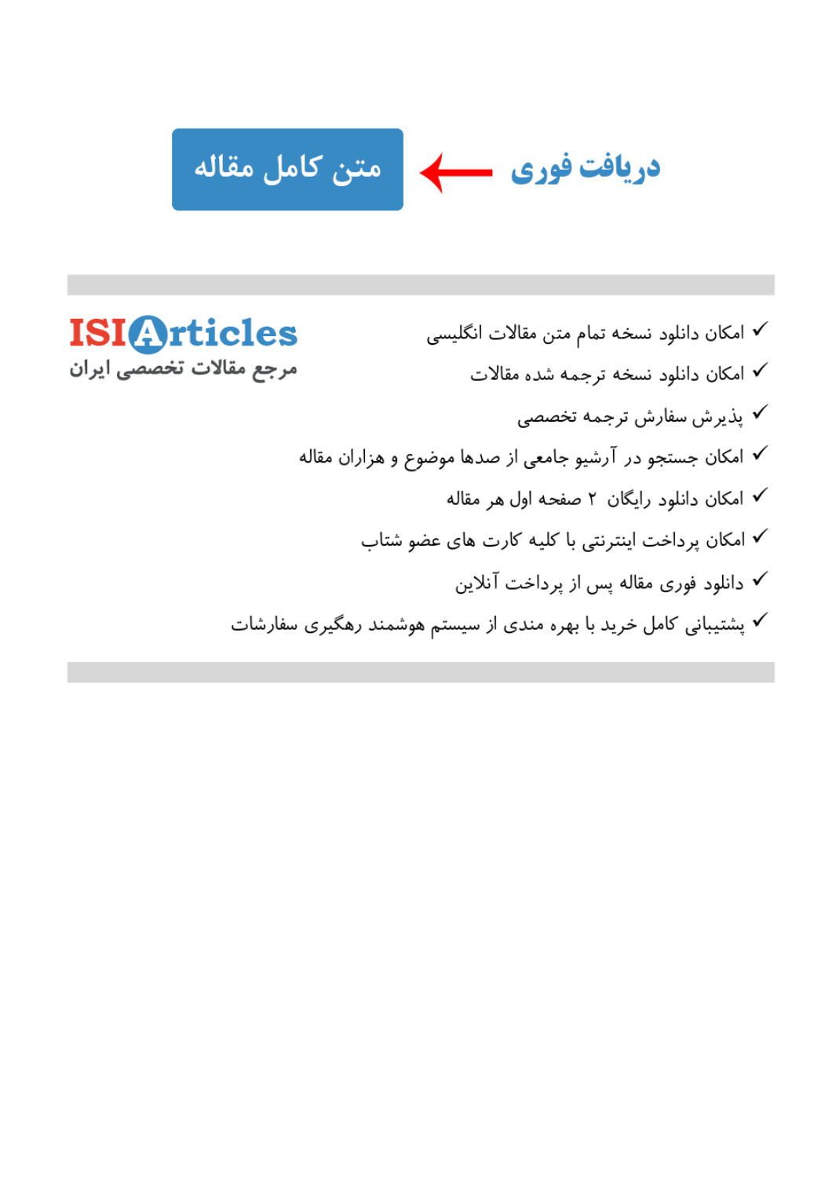دریافت فوری ← **متن کامل مقاله**

**ISIArticles**
مرجع مقالات تخصصی ایران

- ✓ امکان دانلود نسخه تمام متن مقالات انگلیسی
- ✓ امکان دانلود نسخه ترجمه شده مقالات
- ✓ پذیرش سفارش ترجمه تخصصی
- ✓ امکان جستجو در آرشیو جامعی از صدها موضوع و هزاران مقاله
- ✓ امکان دانلود رایگان ۲ صفحه اول هر مقاله
- ✓ امکان پرداخت اینترنتی با کلیه کارت های عضو شتاب
- ✓ دانلود فوری مقاله پس از پرداخت آنلاین
- ✓ پشتیبانی کامل خرید با بهره مندی از سیستم هوشمند رهگیری سفارشات